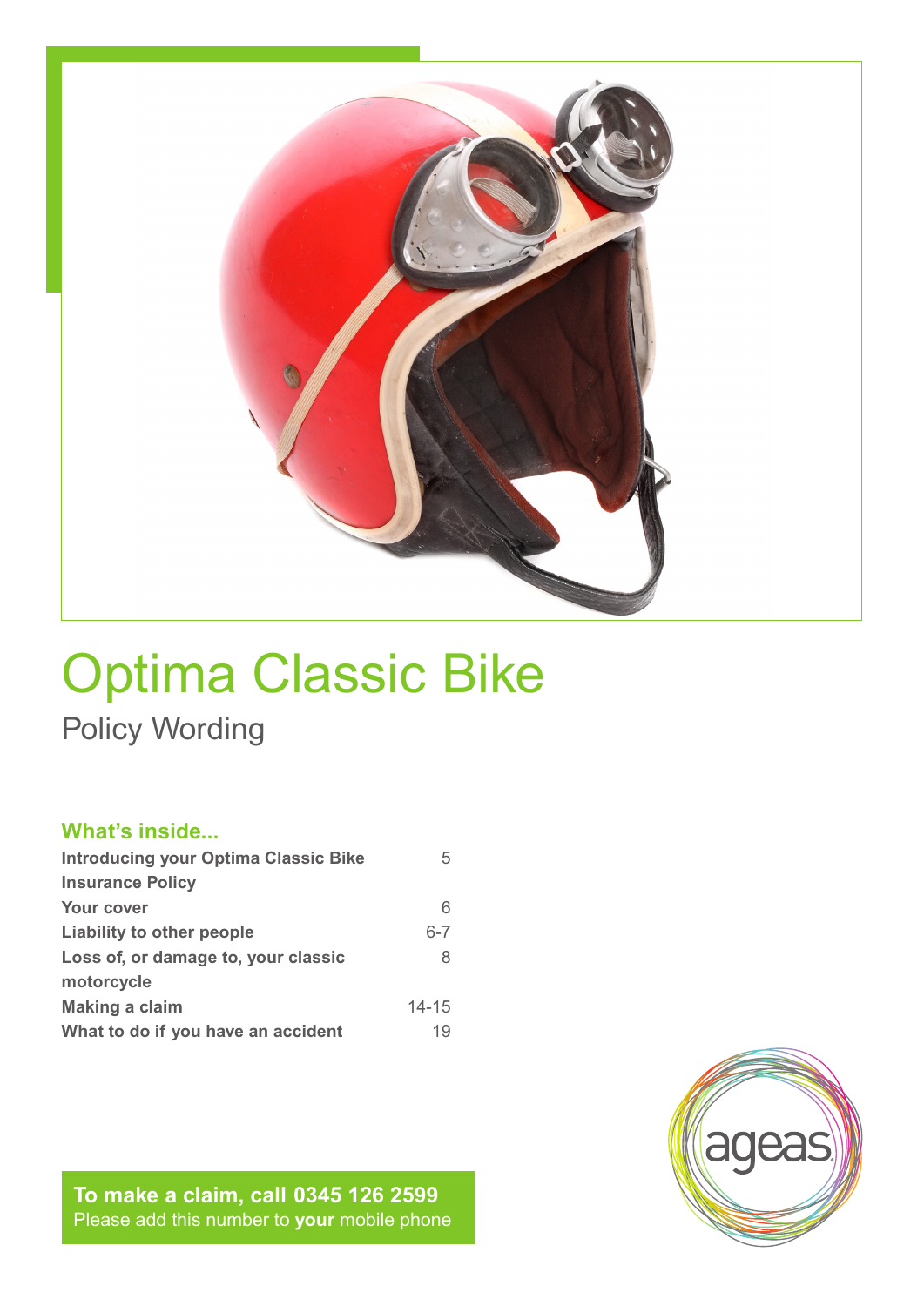# Optima Classic Bike

## Policy Wording

### What's inside...

| | |
|---|---|
| **Introducing your Optima Classic Bike Insurance Policy** | 5 |
| **Your cover** | 6 |
| **Liability to other people** | 6-7 |
| **Loss of, or damage to, your classic motorcycle** | 8 |
| **Making a claim** | 14-15 |
| **What to do if you have an accident** | 19 |

**To make a claim, call 0345 126 2599**
Please add this number to **your** mobile phone

ageas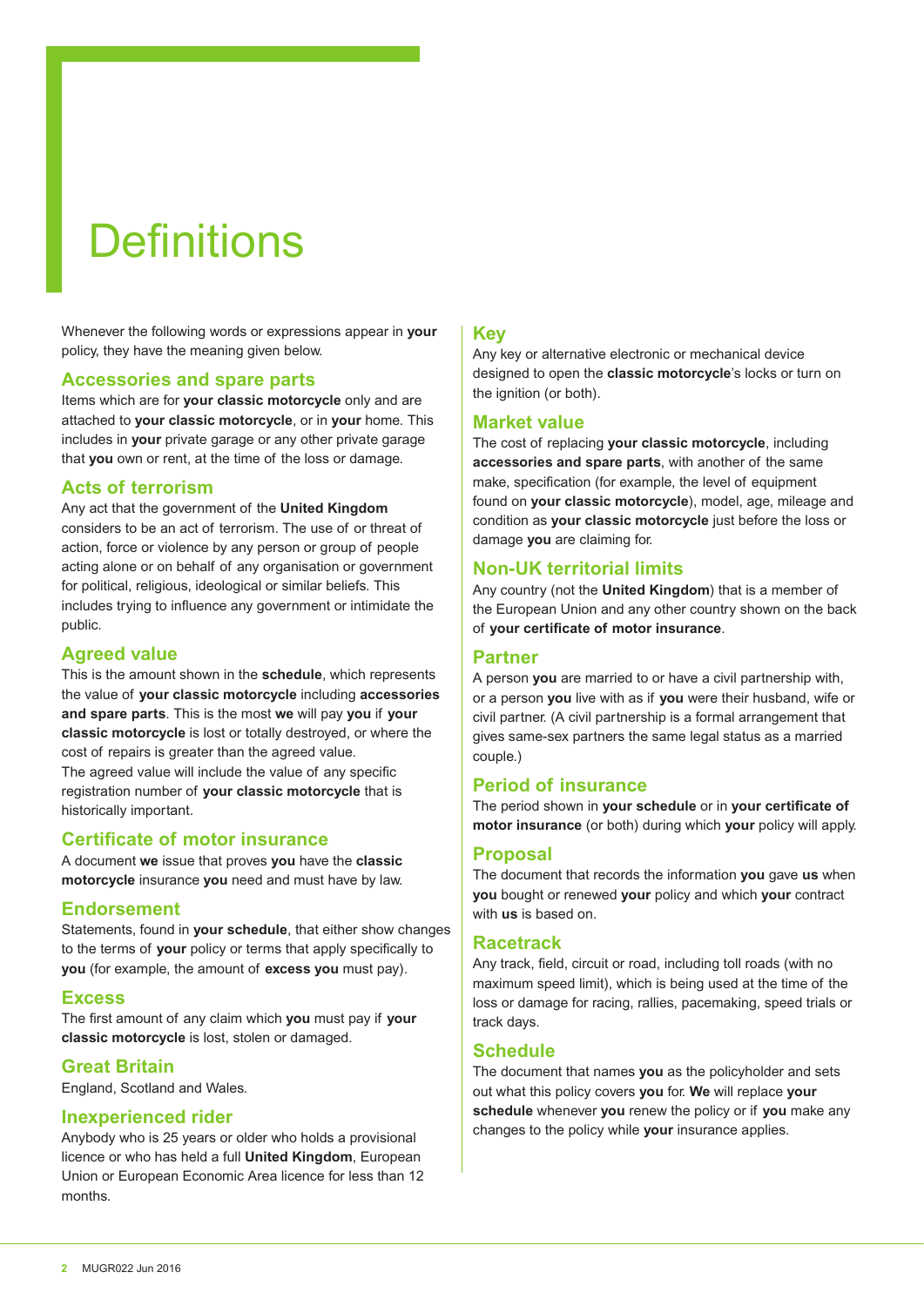# Definitions

Whenever the following words or expressions appear in **your** policy, they have the meaning given below.

## Accessories and spare parts

Items which are for **your classic motorcycle** only and are attached to **your classic motorcycle**, or in **your** home. This includes in **your** private garage or any other private garage that **you** own or rent, at the time of the loss or damage.

## Acts of terrorism

Any act that the government of the **United Kingdom** considers to be an act of terrorism. The use of or threat of action, force or violence by any person or group of people acting alone or on behalf of any organisation or government for political, religious, ideological or similar beliefs. This includes trying to influence any government or intimidate the public.

## Agreed value

This is the amount shown in the **schedule**, which represents the value of **your classic motorcycle** including **accessories and spare parts**. This is the most **we** will pay **you** if **your classic motorcycle** is lost or totally destroyed, or where the cost of repairs is greater than the agreed value.

The agreed value will include the value of any specific registration number of **your classic motorcycle** that is historically important.

## Certificate of motor insurance

A document **we** issue that proves **you** have the **classic motorcycle** insurance **you** need and must have by law.

## Endorsement

Statements, found in **your schedule**, that either show changes to the terms of **your** policy or terms that apply specifically to **you** (for example, the amount of **excess you** must pay).

## Excess

The first amount of any claim which **you** must pay if **your classic motorcycle** is lost, stolen or damaged.

## Great Britain

England, Scotland and Wales.

## Inexperienced rider

Anybody who is 25 years or older who holds a provisional licence or who has held a full **United Kingdom**, European Union or European Economic Area licence for less than 12 months.

## Key

Any key or alternative electronic or mechanical device designed to open the **classic motorcycle**'s locks or turn on the ignition (or both).

## Market value

The cost of replacing **your classic motorcycle**, including **accessories and spare parts**, with another of the same make, specification (for example, the level of equipment found on **your classic motorcycle**), model, age, mileage and condition as **your classic motorcycle** just before the loss or damage **you** are claiming for.

## Non-UK territorial limits

Any country (not the **United Kingdom**) that is a member of the European Union and any other country shown on the back of **your certificate of motor insurance**.

## Partner

A person **you** are married to or have a civil partnership with, or a person **you** live with as if **you** were their husband, wife or civil partner. (A civil partnership is a formal arrangement that gives same-sex partners the same legal status as a married couple.)

## Period of insurance

The period shown in **your schedule** or in **your certificate of motor insurance** (or both) during which **your** policy will apply.

## Proposal

The document that records the information **you** gave **us** when **you** bought or renewed **your** policy and which **your** contract with **us** is based on.

## Racetrack

Any track, field, circuit or road, including toll roads (with no maximum speed limit), which is being used at the time of the loss or damage for racing, rallies, pacemaking, speed trials or track days.

## Schedule

The document that names **you** as the policyholder and sets out what this policy covers **you** for. **We** will replace **your schedule** whenever **you** renew the policy or if **you** make any changes to the policy while **your** insurance applies.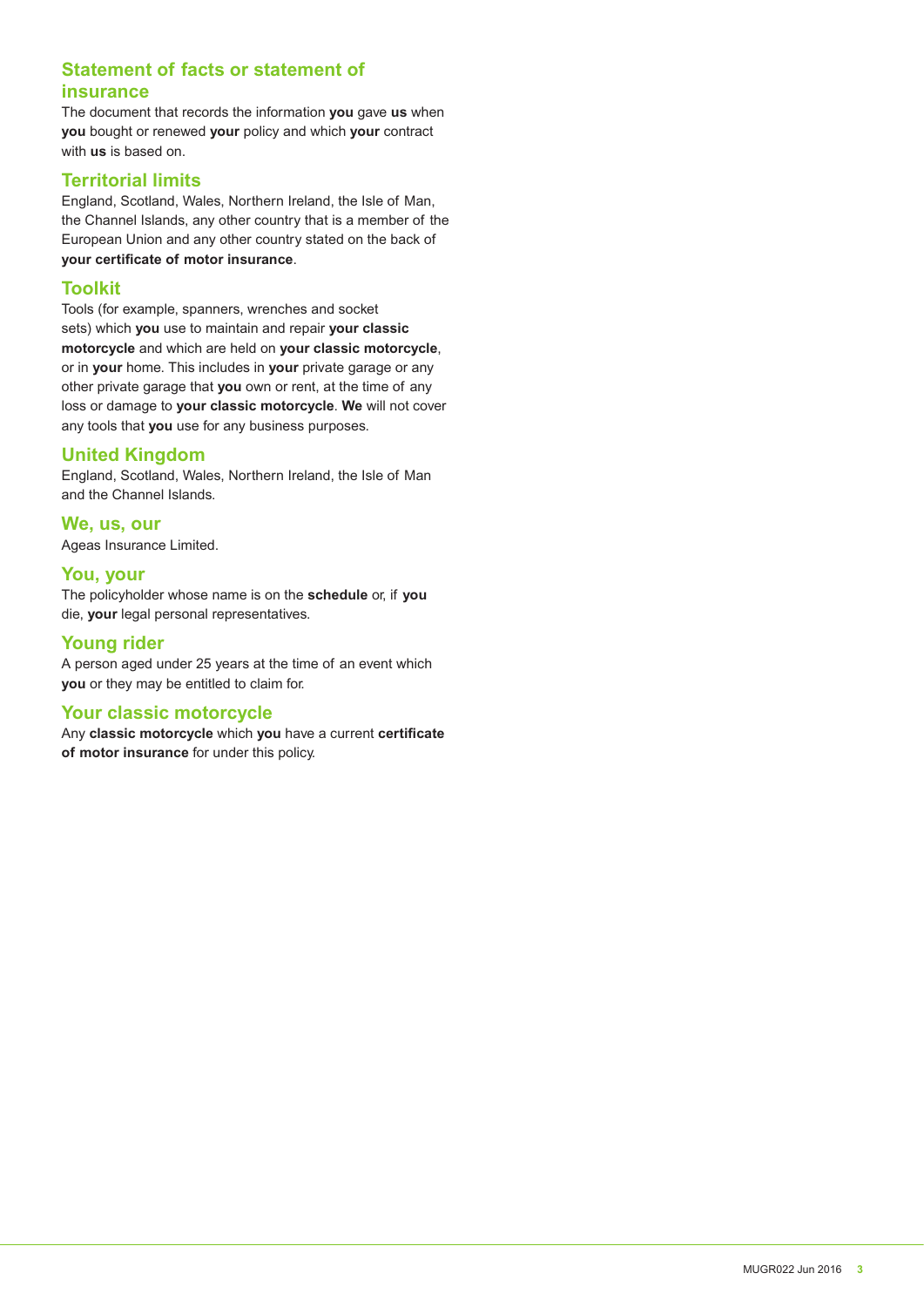## Statement of facts or statement of insurance

The document that records the information **you** gave **us** when **you** bought or renewed **your** policy and which **your** contract with **us** is based on.

## Territorial limits

England, Scotland, Wales, Northern Ireland, the Isle of Man, the Channel Islands, any other country that is a member of the European Union and any other country stated on the back of **your certificate of motor insurance**.

## Toolkit

Tools (for example, spanners, wrenches and socket sets) which **you** use to maintain and repair **your classic motorcycle** and which are held on **your classic motorcycle**, or in **your** home. This includes in **your** private garage or any other private garage that **you** own or rent, at the time of any loss or damage to **your classic motorcycle**. **We** will not cover any tools that **you** use for any business purposes.

## United Kingdom

England, Scotland, Wales, Northern Ireland, the Isle of Man and the Channel Islands.

## We, us, our

Ageas Insurance Limited.

## You, your

The policyholder whose name is on the **schedule** or, if **you** die, **your** legal personal representatives.

## Young rider

A person aged under 25 years at the time of an event which **you** or they may be entitled to claim for.

## Your classic motorcycle

Any **classic motorcycle** which **you** have a current **certificate of motor insurance** for under this policy.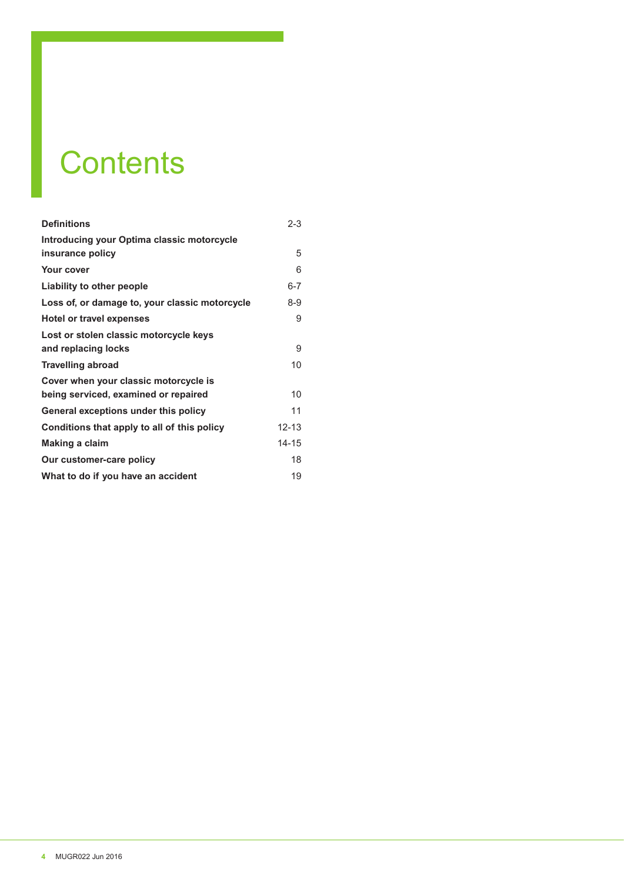# Contents

| | |
|---|---|
| **Definitions** | 2-3 |
| **Introducing your Optima classic motorcycle insurance policy** | 5 |
| **Your cover** | 6 |
| **Liability to other people** | 6-7 |
| **Loss of, or damage to, your classic motorcycle** | 8-9 |
| **Hotel or travel expenses** | 9 |
| **Lost or stolen classic motorcycle keys and replacing locks** | 9 |
| **Travelling abroad** | 10 |
| **Cover when your classic motorcycle is being serviced, examined or repaired** | 10 |
| **General exceptions under this policy** | 11 |
| **Conditions that apply to all of this policy** | 12-13 |
| **Making a claim** | 14-15 |
| **Our customer-care policy** | 18 |
| **What to do if you have an accident** | 19 |

MUGR022 Jun 2016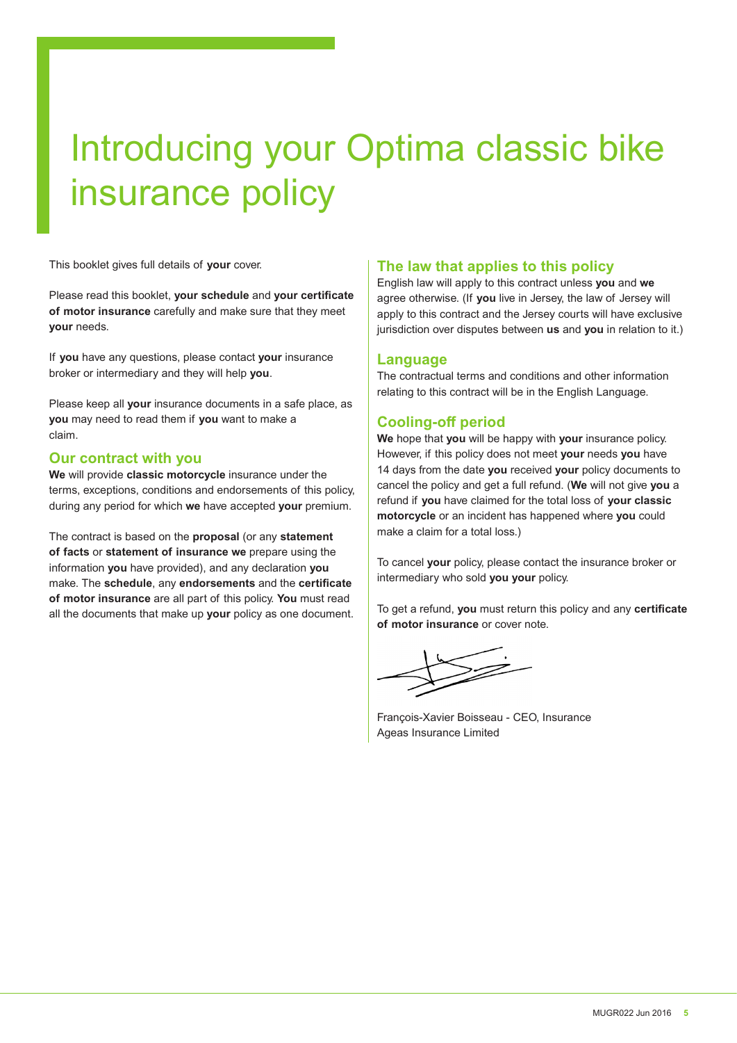# Introducing your Optima classic bike insurance policy

This booklet gives full details of **your** cover.

Please read this booklet, **your schedule** and **your certificate of motor insurance** carefully and make sure that they meet **your** needs.

If **you** have any questions, please contact **your** insurance broker or intermediary and they will help **you**.

Please keep all **your** insurance documents in a safe place, as **you** may need to read them if **you** want to make a claim.

## Our contract with you

**We** will provide **classic motorcycle** insurance under the terms, exceptions, conditions and endorsements of this policy, during any period for which **we** have accepted **your** premium.

The contract is based on the **proposal** (or any **statement of facts** or **statement of insurance we** prepare using the information **you** have provided), and any declaration **you** make. The **schedule**, any **endorsements** and the **certificate of motor insurance** are all part of this policy. **You** must read all the documents that make up **your** policy as one document.

## The law that applies to this policy

English law will apply to this contract unless **you** and **we** agree otherwise. (If **you** live in Jersey, the law of Jersey will apply to this contract and the Jersey courts will have exclusive jurisdiction over disputes between **us** and **you** in relation to it.)

## Language

The contractual terms and conditions and other information relating to this contract will be in the English Language.

## Cooling-off period

**We** hope that **you** will be happy with **your** insurance policy. However, if this policy does not meet **your** needs **you** have 14 days from the date **you** received **your** policy documents to cancel the policy and get a full refund. (**We** will not give **you** a refund if **you** have claimed for the total loss of **your classic motorcycle** or an incident has happened where **you** could make a claim for a total loss.)

To cancel **your** policy, please contact the insurance broker or intermediary who sold **you your** policy.

To get a refund, **you** must return this policy and any **certificate of motor insurance** or cover note.

François-Xavier Boisseau - CEO, Insurance
Ageas Insurance Limited

MUGR022 Jun 2016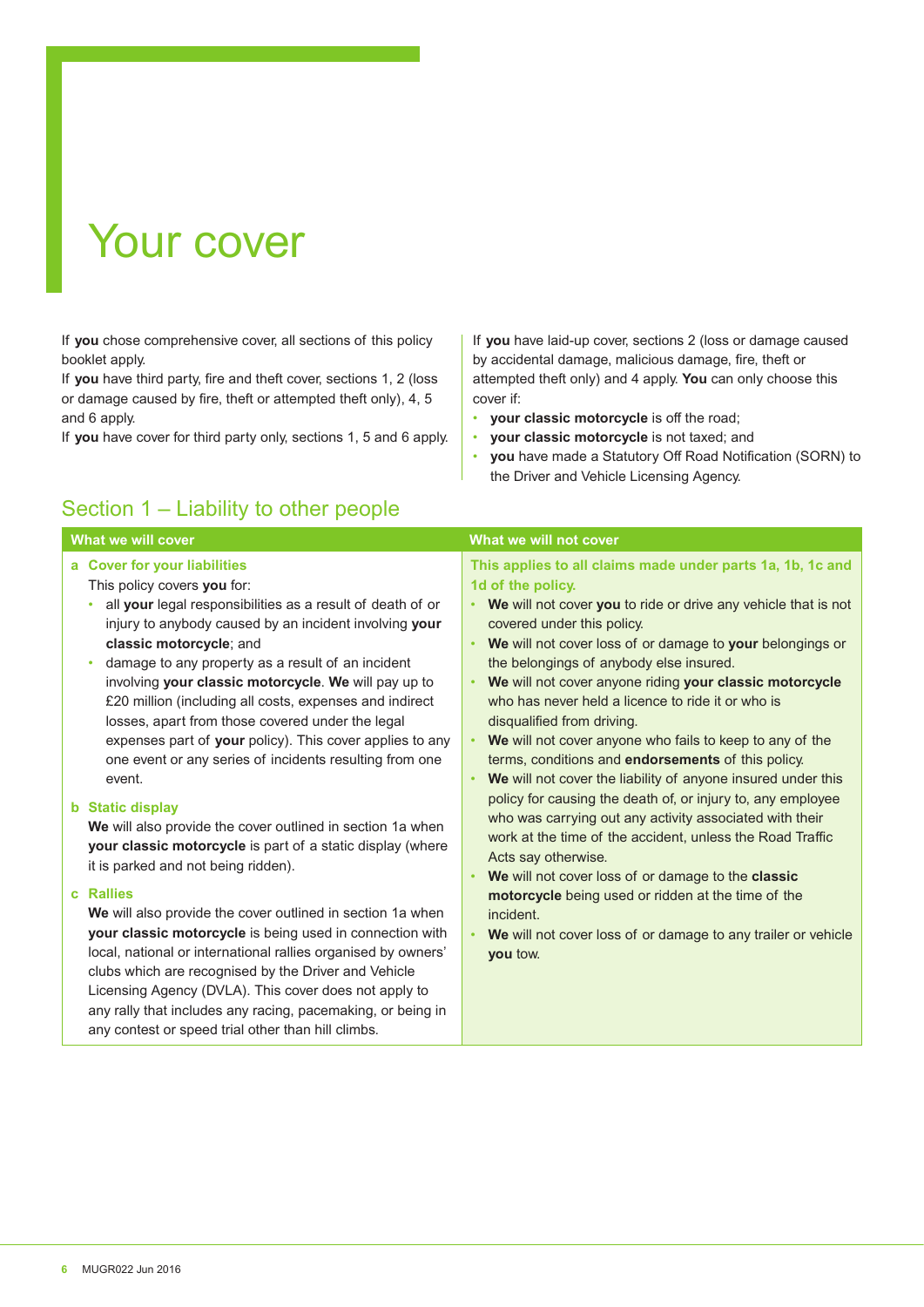# Your cover

If **you** chose comprehensive cover, all sections of this policy booklet apply.

If **you** have third party, fire and theft cover, sections 1, 2 (loss or damage caused by fire, theft or attempted theft only), 4, 5 and 6 apply.

If **you** have cover for third party only, sections 1, 5 and 6 apply.

If **you** have laid-up cover, sections 2 (loss or damage caused by accidental damage, malicious damage, fire, theft or attempted theft only) and 4 apply. **You** can only choose this cover if:

- **your classic motorcycle** is off the road;
- **your classic motorcycle** is not taxed; and
- **you** have made a Statutory Off Road Notification (SORN) to the Driver and Vehicle Licensing Agency.

## Section 1 – Liability to other people

| What we will cover | What we will not cover |
| --- | --- |
| **a Cover for your liabilities**<br>This policy covers **you** for:<br>• all **your** legal responsibilities as a result of death of or injury to anybody caused by an incident involving **your classic motorcycle**; and<br>• damage to any property as a result of an incident involving **your classic motorcycle**. **We** will pay up to £20 million (including all costs, expenses and indirect losses, apart from those covered under the legal expenses part of **your** policy). This cover applies to any one event or any series of incidents resulting from one event.<br><br>**b Static display**<br>**We** will also provide the cover outlined in section 1a when **your classic motorcycle** is part of a static display (where it is parked and not being ridden).<br><br>**c Rallies**<br>**We** will also provide the cover outlined in section 1a when **your classic motorcycle** is being used in connection with local, national or international rallies organised by owners' clubs which are recognised by the Driver and Vehicle Licensing Agency (DVLA). This cover does not apply to any rally that includes any racing, pacemaking, or being in any contest or speed trial other than hill climbs. | **This applies to all claims made under parts 1a, 1b, 1c and 1d of the policy.**<br>• **We** will not cover **you** to ride or drive any vehicle that is not covered under this policy.<br>• **We** will not cover loss of or damage to **your** belongings or the belongings of anybody else insured.<br>• **We** will not cover anyone riding **your classic motorcycle** who has never held a licence to ride it or who is disqualified from driving.<br>• **We** will not cover anyone who fails to keep to any of the terms, conditions and **endorsements** of this policy.<br>• **We** will not cover the liability of anyone insured under this policy for causing the death of, or injury to, any employee who was carrying out any activity associated with their work at the time of the accident, unless the Road Traffic Acts say otherwise.<br>• **We** will not cover loss of or damage to the **classic motorcycle** being used or ridden at the time of the incident.<br>• **We** will not cover loss of or damage to any trailer or vehicle **you** tow. |

MUGR022 Jun 2016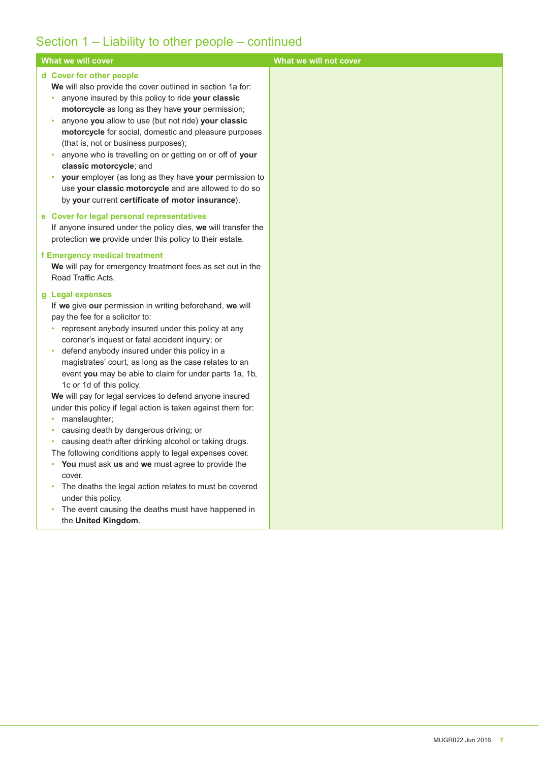## Section 1 – Liability to other people – continued

| What we will cover | What we will not cover |
|---|---|
| **d Cover for other people**<br>**We** will also provide the cover outlined in section 1a for:<br>• anyone insured by this policy to ride **your classic motorcycle** as long as they have **your** permission;<br>• anyone **you** allow to use (but not ride) **your classic motorcycle** for social, domestic and pleasure purposes (that is, not or business purposes);<br>• anyone who is travelling on or getting on or off of **your classic motorcycle**; and<br>• **your** employer (as long as they have **your** permission to use **your classic motorcycle** and are allowed to do so by **your** current **certificate of motor insurance**).<br><br>**e Cover for legal personal representatives**<br>If anyone insured under the policy dies, **we** will transfer the protection **we** provide under this policy to their estate.<br><br>**f Emergency medical treatment**<br>**We** will pay for emergency treatment fees as set out in the Road Traffic Acts.<br><br>**g Legal expenses**<br>If **we** give **our** permission in writing beforehand, **we** will pay the fee for a solicitor to:<br>• represent anybody insured under this policy at any coroner's inquest or fatal accident inquiry; or<br>• defend anybody insured under this policy in a magistrates' court, as long as the case relates to an event **you** may be able to claim for under parts 1a, 1b, 1c or 1d of this policy.<br>**We** will pay for legal services to defend anyone insured under this policy if legal action is taken against them for:<br>• manslaughter;<br>• causing death by dangerous driving; or<br>• causing death after drinking alcohol or taking drugs.<br>The following conditions apply to legal expenses cover.<br>• **You** must ask **us** and **we** must agree to provide the cover.<br>• The deaths the legal action relates to must be covered under this policy.<br>• The event causing the deaths must have happened in the **United Kingdom**. | |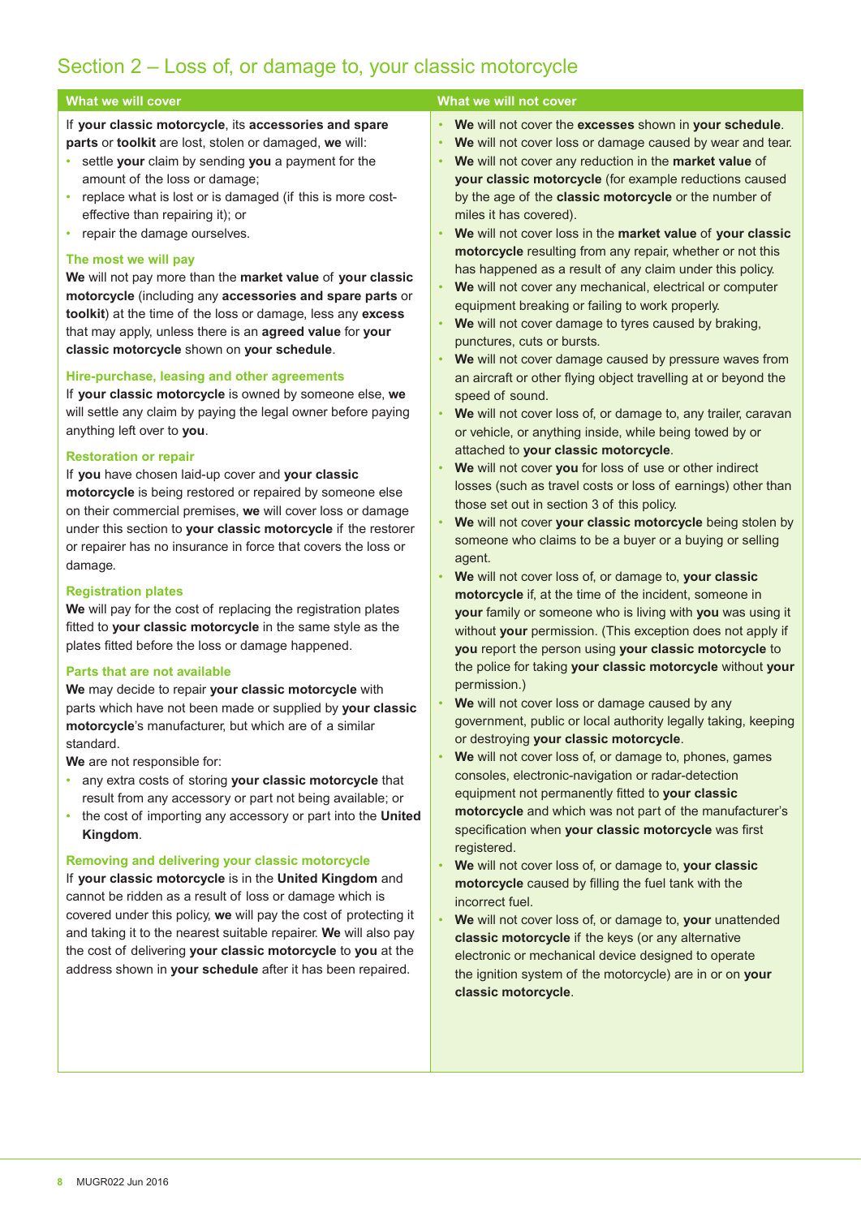## Section 2 – Loss of, or damage to, your classic motorcycle

### What we will cover

If **your classic motorcycle**, its **accessories and spare parts** or **toolkit** are lost, stolen or damaged, **we** will:

- settle **your** claim by sending **you** a payment for the amount of the loss or damage;
- replace what is lost or is damaged (if this is more cost-effective than repairing it); or
- repair the damage ourselves.

#### The most we will pay

**We** will not pay more than the **market value** of **your classic motorcycle** (including any **accessories and spare parts** or **toolkit**) at the time of the loss or damage, less any **excess** that may apply, unless there is an **agreed value** for **your classic motorcycle** shown on **your schedule**.

#### Hire-purchase, leasing and other agreements

If **your classic motorcycle** is owned by someone else, **we** will settle any claim by paying the legal owner before paying anything left over to **you**.

#### Restoration or repair

If **you** have chosen laid-up cover and **your classic motorcycle** is being restored or repaired by someone else on their commercial premises, **we** will cover loss or damage under this section to **your classic motorcycle** if the restorer or repairer has no insurance in force that covers the loss or damage.

#### Registration plates

**We** will pay for the cost of replacing the registration plates fitted to **your classic motorcycle** in the same style as the plates fitted before the loss or damage happened.

#### Parts that are not available

**We** may decide to repair **your classic motorcycle** with parts which have not been made or supplied by **your classic motorcycle**'s manufacturer, but which are of a similar standard.

**We** are not responsible for:

- any extra costs of storing **your classic motorcycle** that result from any accessory or part not being available; or
- the cost of importing any accessory or part into the **United Kingdom**.

#### Removing and delivering your classic motorcycle

If **your classic motorcycle** is in the **United Kingdom** and cannot be ridden as a result of loss or damage which is covered under this policy, **we** will pay the cost of protecting it and taking it to the nearest suitable repairer. **We** will also pay the cost of delivering **your classic motorcycle** to **you** at the address shown in **your schedule** after it has been repaired.

### What we will not cover

- **We** will not cover the **excesses** shown in **your schedule**.
- **We** will not cover loss or damage caused by wear and tear.
- **We** will not cover any reduction in the **market value** of **your classic motorcycle** (for example reductions caused by the age of the **classic motorcycle** or the number of miles it has covered).
- **We** will not cover loss in the **market value** of **your classic motorcycle** resulting from any repair, whether or not this has happened as a result of any claim under this policy.
- **We** will not cover any mechanical, electrical or computer equipment breaking or failing to work properly.
- **We** will not cover damage to tyres caused by braking, punctures, cuts or bursts.
- **We** will not cover damage caused by pressure waves from an aircraft or other flying object travelling at or beyond the speed of sound.
- **We** will not cover loss of, or damage to, any trailer, caravan or vehicle, or anything inside, while being towed by or attached to **your classic motorcycle**.
- **We** will not cover **you** for loss of use or other indirect losses (such as travel costs or loss of earnings) other than those set out in section 3 of this policy.
- **We** will not cover **your classic motorcycle** being stolen by someone who claims to be a buyer or a buying or selling agent.
- **We** will not cover loss of, or damage to, **your classic motorcycle** if, at the time of the incident, someone in **your** family or someone who is living with **you** was using it without **your** permission. (This exception does not apply if **you** report the person using **your classic motorcycle** to the police for taking **your classic motorcycle** without **your** permission.)
- **We** will not cover loss or damage caused by any government, public or local authority legally taking, keeping or destroying **your classic motorcycle**.
- **We** will not cover loss of, or damage to, phones, games consoles, electronic-navigation or radar-detection equipment not permanently fitted to **your classic motorcycle** and which was not part of the manufacturer's specification when **your classic motorcycle** was first registered.
- **We** will not cover loss of, or damage to, **your classic motorcycle** caused by filling the fuel tank with the incorrect fuel.
- **We** will not cover loss of, or damage to, **your** unattended **classic motorcycle** if the keys (or any alternative electronic or mechanical device designed to operate the ignition system of the motorcycle) are in or on **your classic motorcycle**.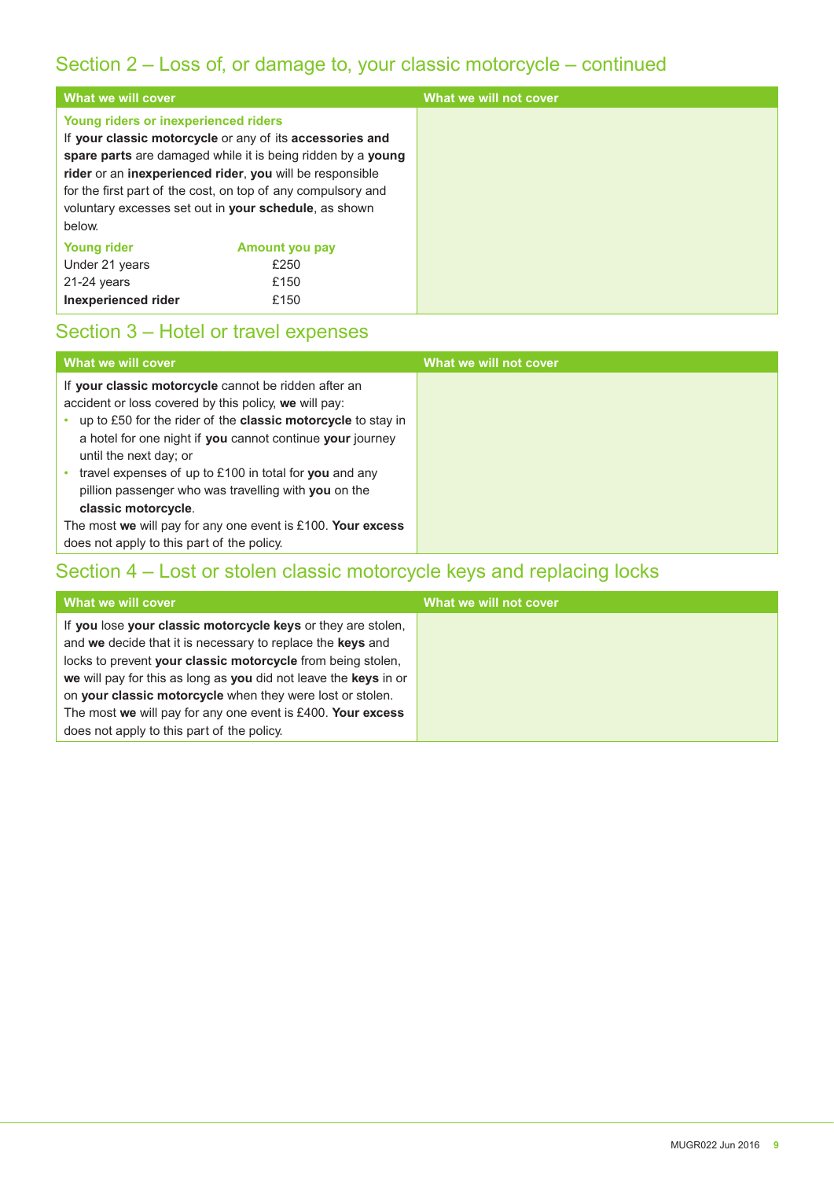## Section 2 – Loss of, or damage to, your classic motorcycle – continued

| What we will cover | What we will not cover |
|---|---|
| **Young riders or inexperienced riders**<br>If **your classic motorcycle** or any of its **accessories and spare parts** are damaged while it is being ridden by a **young rider** or an **inexperienced rider**, **you** will be responsible for the first part of the cost, on top of any compulsory and voluntary excesses set out in **your schedule**, as shown below.<br><br>**Young rider** — **Amount you pay**<br>Under 21 years — £250<br>21-24 years — £150<br>**Inexperienced rider** — £150 | |

## Section 3 – Hotel or travel expenses

| What we will cover | What we will not cover |
|---|---|
| If **your classic motorcycle** cannot be ridden after an accident or loss covered by this policy, **we** will pay:<br>• up to £50 for the rider of the **classic motorcycle** to stay in a hotel for one night if **you** cannot continue **your** journey until the next day; or<br>• travel expenses of up to £100 in total for **you** and any pillion passenger who was travelling with **you** on the **classic motorcycle**.<br>The most **we** will pay for any one event is £100. **Your excess** does not apply to this part of the policy. | |

## Section 4 – Lost or stolen classic motorcycle keys and replacing locks

| What we will cover | What we will not cover |
|---|---|
| If **you** lose **your classic motorcycle keys** or they are stolen, and **we** decide that it is necessary to replace the **keys** and locks to prevent **your classic motorcycle** from being stolen, **we** will pay for this as long as **you** did not leave the **keys** in or on **your classic motorcycle** when they were lost or stolen. The most **we** will pay for any one event is £400. **Your excess** does not apply to this part of the policy. | |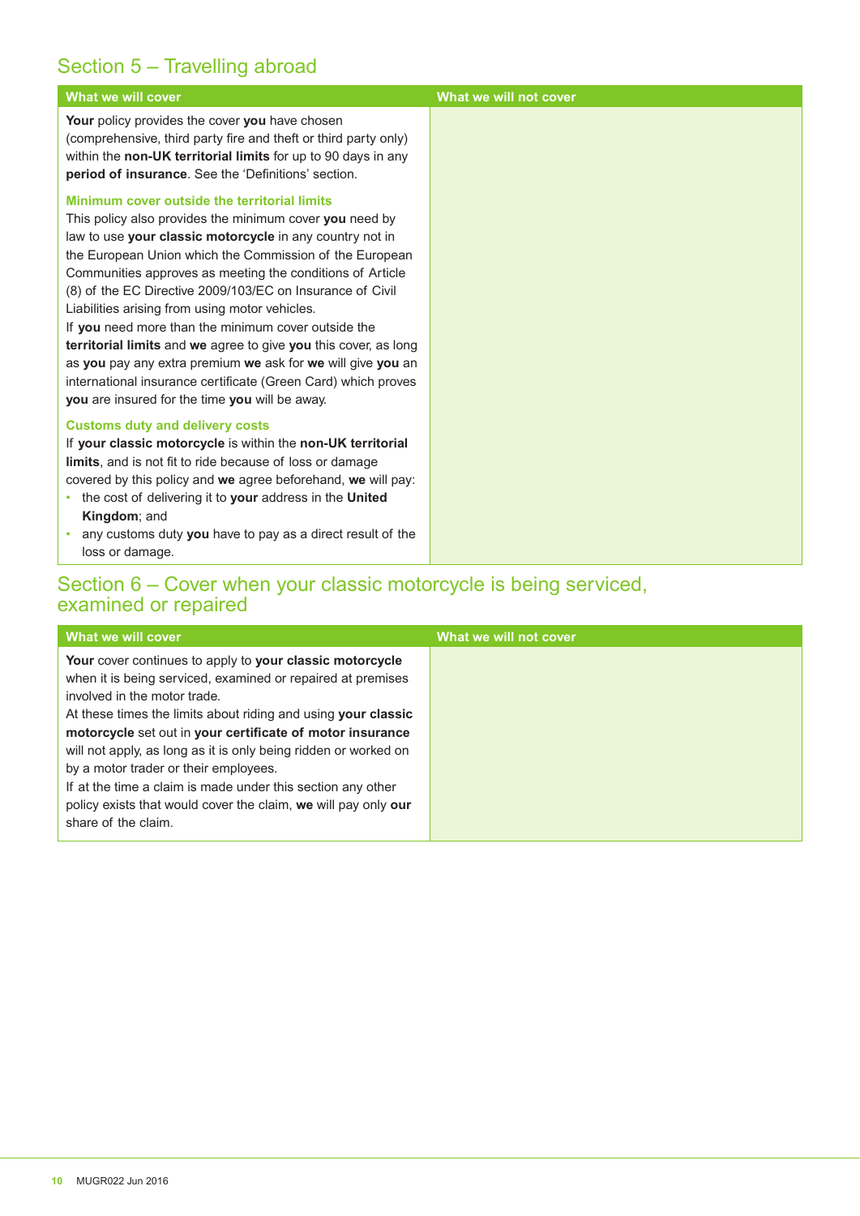## Section 5 – Travelling abroad

| What we will cover | What we will not cover |
|---|---|
| **Your** policy provides the cover **you** have chosen (comprehensive, third party fire and theft or third party only) within the **non-UK territorial limits** for up to 90 days in any **period of insurance**. See the 'Definitions' section.<br><br>**Minimum cover outside the territorial limits**<br>This policy also provides the minimum cover **you** need by law to use **your classic motorcycle** in any country not in the European Union which the Commission of the European Communities approves as meeting the conditions of Article (8) of the EC Directive 2009/103/EC on Insurance of Civil Liabilities arising from using motor vehicles.<br>If **you** need more than the minimum cover outside the **territorial limits** and **we** agree to give **you** this cover, as long as **you** pay any extra premium **we** ask for **we** will give **you** an international insurance certificate (Green Card) which proves **you** are insured for the time **you** will be away.<br><br>**Customs duty and delivery costs**<br>If **your classic motorcycle** is within the **non-UK territorial limits**, and is not fit to ride because of loss or damage covered by this policy and **we** agree beforehand, **we** will pay:<br>• the cost of delivering it to **your** address in the **United Kingdom**; and<br>• any customs duty **you** have to pay as a direct result of the loss or damage. | |

## Section 6 – Cover when your classic motorcycle is being serviced, examined or repaired

| What we will cover | What we will not cover |
|---|---|
| **Your** cover continues to apply to **your classic motorcycle** when it is being serviced, examined or repaired at premises involved in the motor trade.<br>At these times the limits about riding and using **your classic motorcycle** set out in **your certificate of motor insurance** will not apply, as long as it is only being ridden or worked on by a motor trader or their employees.<br>If at the time a claim is made under this section any other policy exists that would cover the claim, **we** will pay only **our** share of the claim. | |

MUGR022 Jun 2016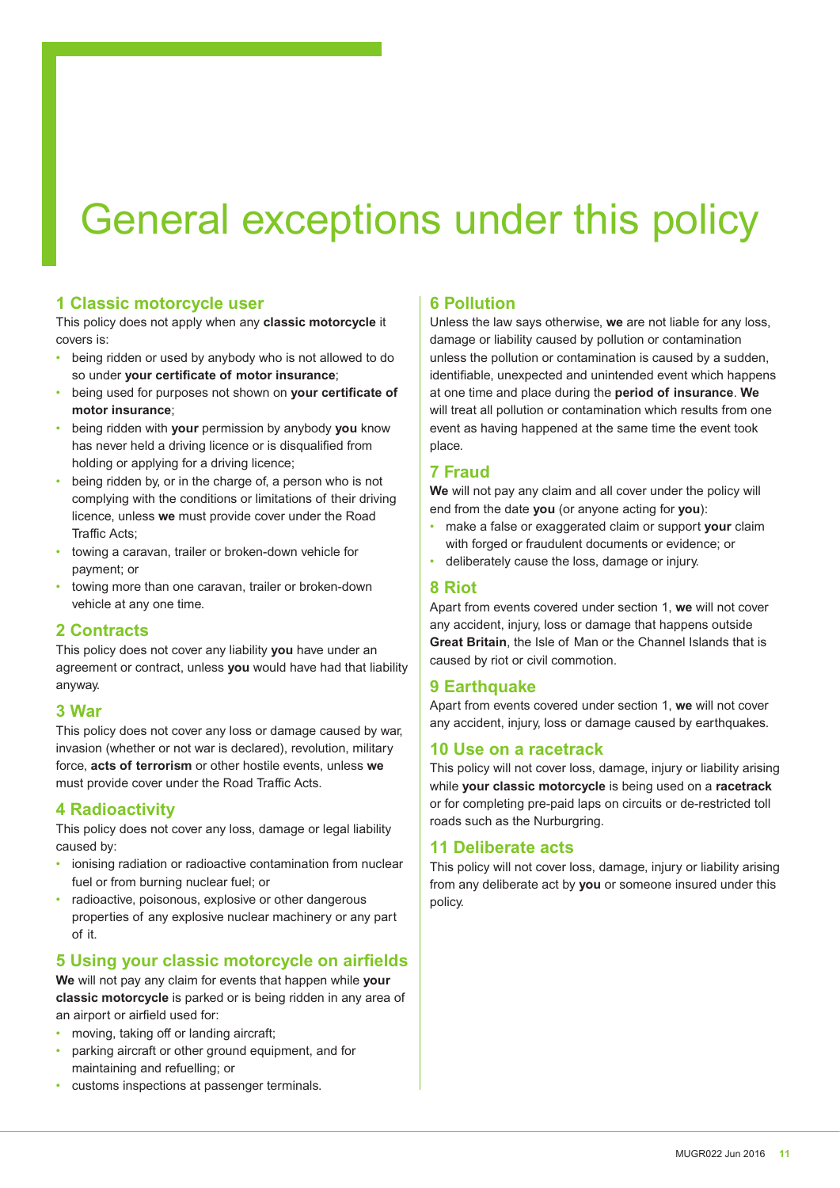# General exceptions under this policy

## 1 Classic motorcycle user

This policy does not apply when any **classic motorcycle** it covers is:

- being ridden or used by anybody who is not allowed to do so under **your certificate of motor insurance**;
- being used for purposes not shown on **your certificate of motor insurance**;
- being ridden with **your** permission by anybody **you** know has never held a driving licence or is disqualified from holding or applying for a driving licence;
- being ridden by, or in the charge of, a person who is not complying with the conditions or limitations of their driving licence, unless **we** must provide cover under the Road Traffic Acts;
- towing a caravan, trailer or broken-down vehicle for payment; or
- towing more than one caravan, trailer or broken-down vehicle at any one time.

## 2 Contracts

This policy does not cover any liability **you** have under an agreement or contract, unless **you** would have had that liability anyway.

## 3 War

This policy does not cover any loss or damage caused by war, invasion (whether or not war is declared), revolution, military force, **acts of terrorism** or other hostile events, unless **we** must provide cover under the Road Traffic Acts.

## 4 Radioactivity

This policy does not cover any loss, damage or legal liability caused by:

- ionising radiation or radioactive contamination from nuclear fuel or from burning nuclear fuel; or
- radioactive, poisonous, explosive or other dangerous properties of any explosive nuclear machinery or any part of it.

## 5 Using your classic motorcycle on airfields

**We** will not pay any claim for events that happen while **your classic motorcycle** is parked or is being ridden in any area of an airport or airfield used for:

- moving, taking off or landing aircraft;
- parking aircraft or other ground equipment, and for maintaining and refuelling; or
- customs inspections at passenger terminals.

## 6 Pollution

Unless the law says otherwise, **we** are not liable for any loss, damage or liability caused by pollution or contamination unless the pollution or contamination is caused by a sudden, identifiable, unexpected and unintended event which happens at one time and place during the **period of insurance**. **We** will treat all pollution or contamination which results from one event as having happened at the same time the event took place.

## 7 Fraud

**We** will not pay any claim and all cover under the policy will end from the date **you** (or anyone acting for **you**):

- make a false or exaggerated claim or support **your** claim with forged or fraudulent documents or evidence; or
- deliberately cause the loss, damage or injury.

## 8 Riot

Apart from events covered under section 1, **we** will not cover any accident, injury, loss or damage that happens outside **Great Britain**, the Isle of Man or the Channel Islands that is caused by riot or civil commotion.

## 9 Earthquake

Apart from events covered under section 1, **we** will not cover any accident, injury, loss or damage caused by earthquakes.

## 10 Use on a racetrack

This policy will not cover loss, damage, injury or liability arising while **your classic motorcycle** is being used on a **racetrack** or for completing pre-paid laps on circuits or de-restricted toll roads such as the Nurburgring.

## 11 Deliberate acts

This policy will not cover loss, damage, injury or liability arising from any deliberate act by **you** or someone insured under this policy.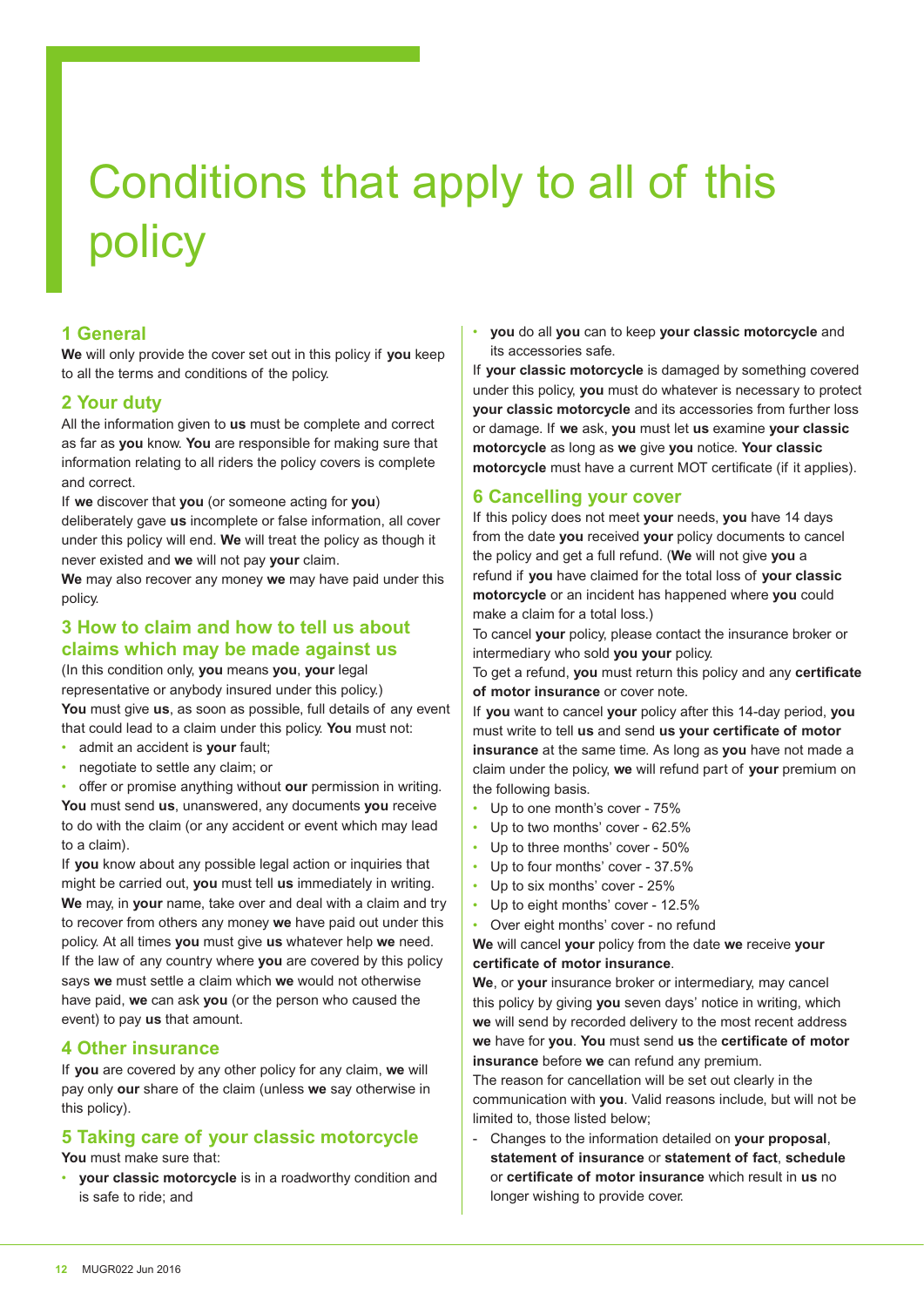# Conditions that apply to all of this policy

## 1 General

**We** will only provide the cover set out in this policy if **you** keep to all the terms and conditions of the policy.

## 2 Your duty

All the information given to **us** must be complete and correct as far as **you** know. **You** are responsible for making sure that information relating to all riders the policy covers is complete and correct.

If **we** discover that **you** (or someone acting for **you**) deliberately gave **us** incomplete or false information, all cover under this policy will end. **We** will treat the policy as though it never existed and **we** will not pay **your** claim.

**We** may also recover any money **we** may have paid under this policy.

## 3 How to claim and how to tell us about claims which may be made against us

(In this condition only, **you** means **you**, **your** legal representative or anybody insured under this policy.)

**You** must give **us**, as soon as possible, full details of any event that could lead to a claim under this policy. **You** must not:

- admit an accident is **your** fault;
- negotiate to settle any claim; or
- offer or promise anything without **our** permission in writing.

**You** must send **us**, unanswered, any documents **you** receive to do with the claim (or any accident or event which may lead to a claim).

If **you** know about any possible legal action or inquiries that might be carried out, **you** must tell **us** immediately in writing.

**We** may, in **your** name, take over and deal with a claim and try to recover from others any money **we** have paid out under this policy. At all times **you** must give **us** whatever help **we** need.

If the law of any country where **you** are covered by this policy says **we** must settle a claim which **we** would not otherwise have paid, **we** can ask **you** (or the person who caused the event) to pay **us** that amount.

## 4 Other insurance

If **you** are covered by any other policy for any claim, **we** will pay only **our** share of the claim (unless **we** say otherwise in this policy).

## 5 Taking care of your classic motorcycle

**You** must make sure that:

- **your classic motorcycle** is in a roadworthy condition and is safe to ride; and
- **you** do all **you** can to keep **your classic motorcycle** and its accessories safe.

If **your classic motorcycle** is damaged by something covered under this policy, **you** must do whatever is necessary to protect **your classic motorcycle** and its accessories from further loss or damage. If **we** ask, **you** must let **us** examine **your classic motorcycle** as long as **we** give **you** notice. **Your classic motorcycle** must have a current MOT certificate (if it applies).

## 6 Cancelling your cover

If this policy does not meet **your** needs, **you** have 14 days from the date **you** received **your** policy documents to cancel the policy and get a full refund. (**We** will not give **you** a refund if **you** have claimed for the total loss of **your classic motorcycle** or an incident has happened where **you** could make a claim for a total loss.)

To cancel **your** policy, please contact the insurance broker or intermediary who sold **you your** policy.

To get a refund, **you** must return this policy and any **certificate of motor insurance** or cover note.

If **you** want to cancel **your** policy after this 14-day period, **you** must write to tell **us** and send **us your certificate of motor insurance** at the same time. As long as **you** have not made a claim under the policy, **we** will refund part of **your** premium on the following basis.

- Up to one month's cover - 75%
- Up to two months' cover - 62.5%
- Up to three months' cover - 50%
- Up to four months' cover - 37.5%
- Up to six months' cover - 25%
- Up to eight months' cover - 12.5%
- Over eight months' cover - no refund

**We** will cancel **your** policy from the date **we** receive **your certificate of motor insurance**.

**We**, or **your** insurance broker or intermediary, may cancel this policy by giving **you** seven days' notice in writing, which **we** will send by recorded delivery to the most recent address **we** have for **you**. **You** must send **us** the **certificate of motor insurance** before **we** can refund any premium.

The reason for cancellation will be set out clearly in the communication with **you**. Valid reasons include, but will not be limited to, those listed below;

- Changes to the information detailed on **your proposal**, **statement of insurance** or **statement of fact**, **schedule** or **certificate of motor insurance** which result in **us** no longer wishing to provide cover.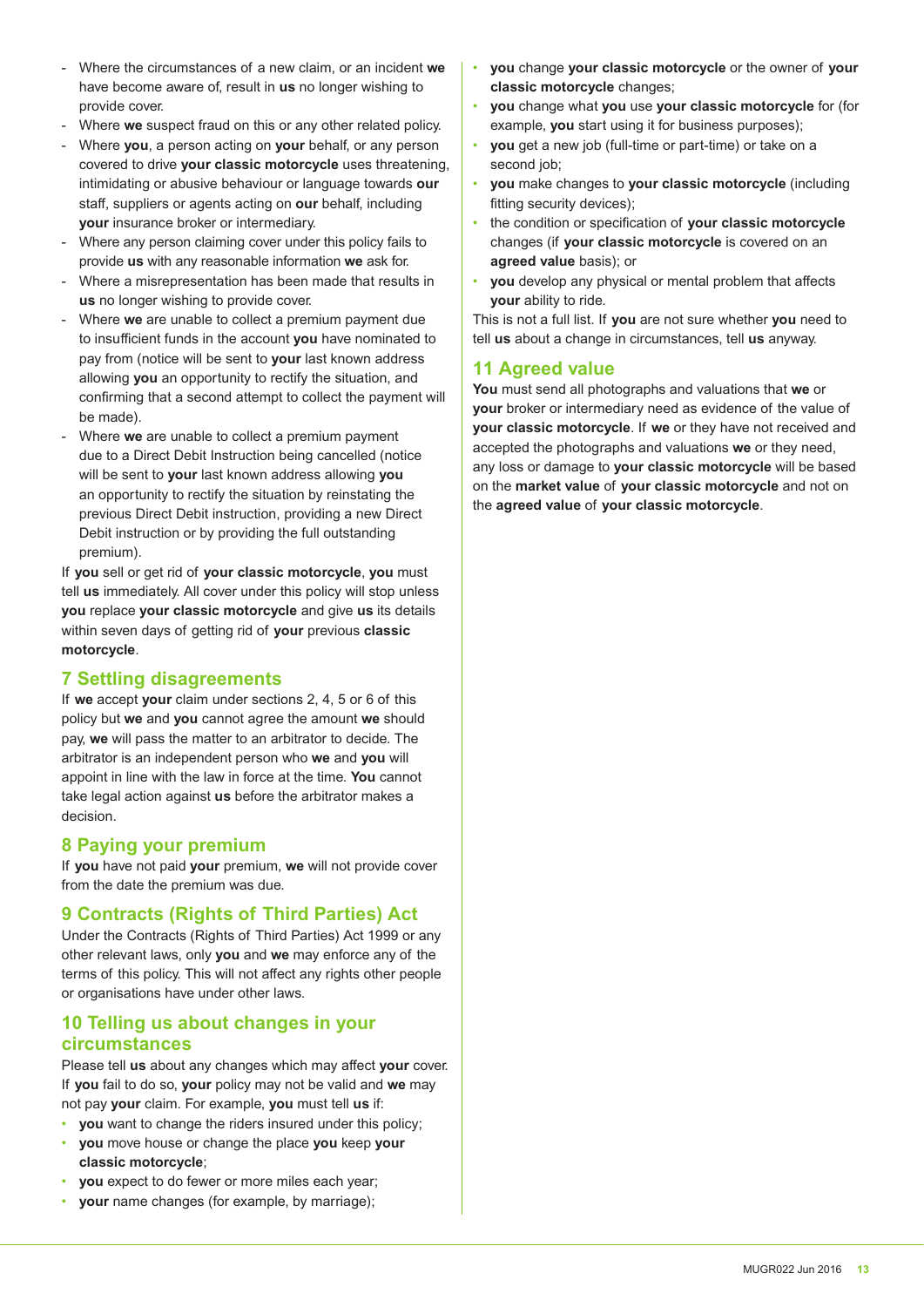- Where the circumstances of a new claim, or an incident **we** have become aware of, result in **us** no longer wishing to provide cover.
- Where **we** suspect fraud on this or any other related policy.
- Where **you**, a person acting on **your** behalf, or any person covered to drive **your classic motorcycle** uses threatening, intimidating or abusive behaviour or language towards **our** staff, suppliers or agents acting on **our** behalf, including **your** insurance broker or intermediary.
- Where any person claiming cover under this policy fails to provide **us** with any reasonable information **we** ask for.
- Where a misrepresentation has been made that results in **us** no longer wishing to provide cover.
- Where **we** are unable to collect a premium payment due to insufficient funds in the account **you** have nominated to pay from (notice will be sent to **your** last known address allowing **you** an opportunity to rectify the situation, and confirming that a second attempt to collect the payment will be made).
- Where **we** are unable to collect a premium payment due to a Direct Debit Instruction being cancelled (notice will be sent to **your** last known address allowing **you** an opportunity to rectify the situation by reinstating the previous Direct Debit instruction, providing a new Direct Debit instruction or by providing the full outstanding premium).

If **you** sell or get rid of **your classic motorcycle**, **you** must tell **us** immediately. All cover under this policy will stop unless **you** replace **your classic motorcycle** and give **us** its details within seven days of getting rid of **your** previous **classic motorcycle**.

## 7 Settling disagreements

If **we** accept **your** claim under sections 2, 4, 5 or 6 of this policy but **we** and **you** cannot agree the amount **we** should pay, **we** will pass the matter to an arbitrator to decide. The arbitrator is an independent person who **we** and **you** will appoint in line with the law in force at the time. **You** cannot take legal action against **us** before the arbitrator makes a decision.

## 8 Paying your premium

If **you** have not paid **your** premium, **we** will not provide cover from the date the premium was due.

## 9 Contracts (Rights of Third Parties) Act

Under the Contracts (Rights of Third Parties) Act 1999 or any other relevant laws, only **you** and **we** may enforce any of the terms of this policy. This will not affect any rights other people or organisations have under other laws.

## 10 Telling us about changes in your circumstances

Please tell **us** about any changes which may affect **your** cover. If **you** fail to do so, **your** policy may not be valid and **we** may not pay **your** claim. For example, **you** must tell **us** if:

- **you** want to change the riders insured under this policy;
- **you** move house or change the place **you** keep **your classic motorcycle**;
- **you** expect to do fewer or more miles each year;
- **your** name changes (for example, by marriage);
- **you** change **your classic motorcycle** or the owner of **your classic motorcycle** changes;
- **you** change what **you** use **your classic motorcycle** for (for example, **you** start using it for business purposes);
- **you** get a new job (full-time or part-time) or take on a second job;
- **you** make changes to **your classic motorcycle** (including fitting security devices);
- the condition or specification of **your classic motorcycle** changes (if **your classic motorcycle** is covered on an **agreed value** basis); or
- **you** develop any physical or mental problem that affects **your** ability to ride.

This is not a full list. If **you** are not sure whether **you** need to tell **us** about a change in circumstances, tell **us** anyway.

## 11 Agreed value

**You** must send all photographs and valuations that **we** or **your** broker or intermediary need as evidence of the value of **your classic motorcycle**. If **we** or they have not received and accepted the photographs and valuations **we** or they need, any loss or damage to **your classic motorcycle** will be based on the **market value** of **your classic motorcycle** and not on the **agreed value** of **your classic motorcycle**.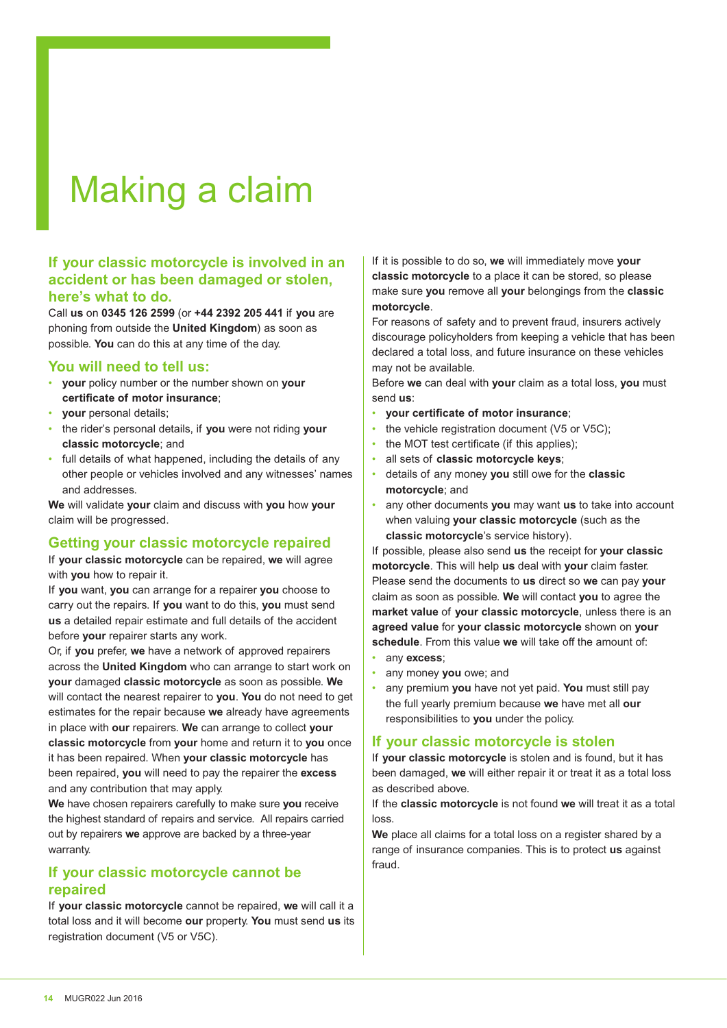# Making a claim

## If your classic motorcycle is involved in an accident or has been damaged or stolen, here's what to do.

Call **us** on **0345 126 2599** (or **+44 2392 205 441** if **you** are phoning from outside the **United Kingdom**) as soon as possible. **You** can do this at any time of the day.

### You will need to tell us:

- **your** policy number or the number shown on **your certificate of motor insurance**;
- **your** personal details;
- the rider's personal details, if **you** were not riding **your classic motorcycle**; and
- full details of what happened, including the details of any other people or vehicles involved and any witnesses' names and addresses.

**We** will validate **your** claim and discuss with **you** how **your** claim will be progressed.

### Getting your classic motorcycle repaired

If **your classic motorcycle** can be repaired, **we** will agree with **you** how to repair it.

If **you** want, **you** can arrange for a repairer **you** choose to carry out the repairs. If **you** want to do this, **you** must send **us** a detailed repair estimate and full details of the accident before **your** repairer starts any work.

Or, if **you** prefer, **we** have a network of approved repairers across the **United Kingdom** who can arrange to start work on **your** damaged **classic motorcycle** as soon as possible. **We** will contact the nearest repairer to **you**. **You** do not need to get estimates for the repair because **we** already have agreements in place with **our** repairers. **We** can arrange to collect **your classic motorcycle** from **your** home and return it to **you** once it has been repaired. When **your classic motorcycle** has been repaired, **you** will need to pay the repairer the **excess** and any contribution that may apply.

**We** have chosen repairers carefully to make sure **you** receive the highest standard of repairs and service. All repairs carried out by repairers **we** approve are backed by a three-year warranty.

### If your classic motorcycle cannot be repaired

If **your classic motorcycle** cannot be repaired, **we** will call it a total loss and it will become **our** property. **You** must send **us** its registration document (V5 or V5C).

If it is possible to do so, **we** will immediately move **your classic motorcycle** to a place it can be stored, so please make sure **you** remove all **your** belongings from the **classic motorcycle**.

For reasons of safety and to prevent fraud, insurers actively discourage policyholders from keeping a vehicle that has been declared a total loss, and future insurance on these vehicles may not be available.

Before **we** can deal with **your** claim as a total loss, **you** must send **us**:

- **your certificate of motor insurance**;
- the vehicle registration document (V5 or V5C);
- the MOT test certificate (if this applies);
- all sets of **classic motorcycle keys**;
- details of any money **you** still owe for the **classic motorcycle**; and
- any other documents **you** may want **us** to take into account when valuing **your classic motorcycle** (such as the **classic motorcycle**'s service history).

If possible, please also send **us** the receipt for **your classic motorcycle**. This will help **us** deal with **your** claim faster. Please send the documents to **us** direct so **we** can pay **your** claim as soon as possible. **We** will contact **you** to agree the **market value** of **your classic motorcycle**, unless there is an **agreed value** for **your classic motorcycle** shown on **your schedule**. From this value **we** will take off the amount of:

- any **excess**;
- any money **you** owe; and
- any premium **you** have not yet paid. **You** must still pay the full yearly premium because **we** have met all **our** responsibilities to **you** under the policy.

### If your classic motorcycle is stolen

If **your classic motorcycle** is stolen and is found, but it has been damaged, **we** will either repair it or treat it as a total loss as described above.

If the **classic motorcycle** is not found **we** will treat it as a total loss.

**We** place all claims for a total loss on a register shared by a range of insurance companies. This is to protect **us** against fraud.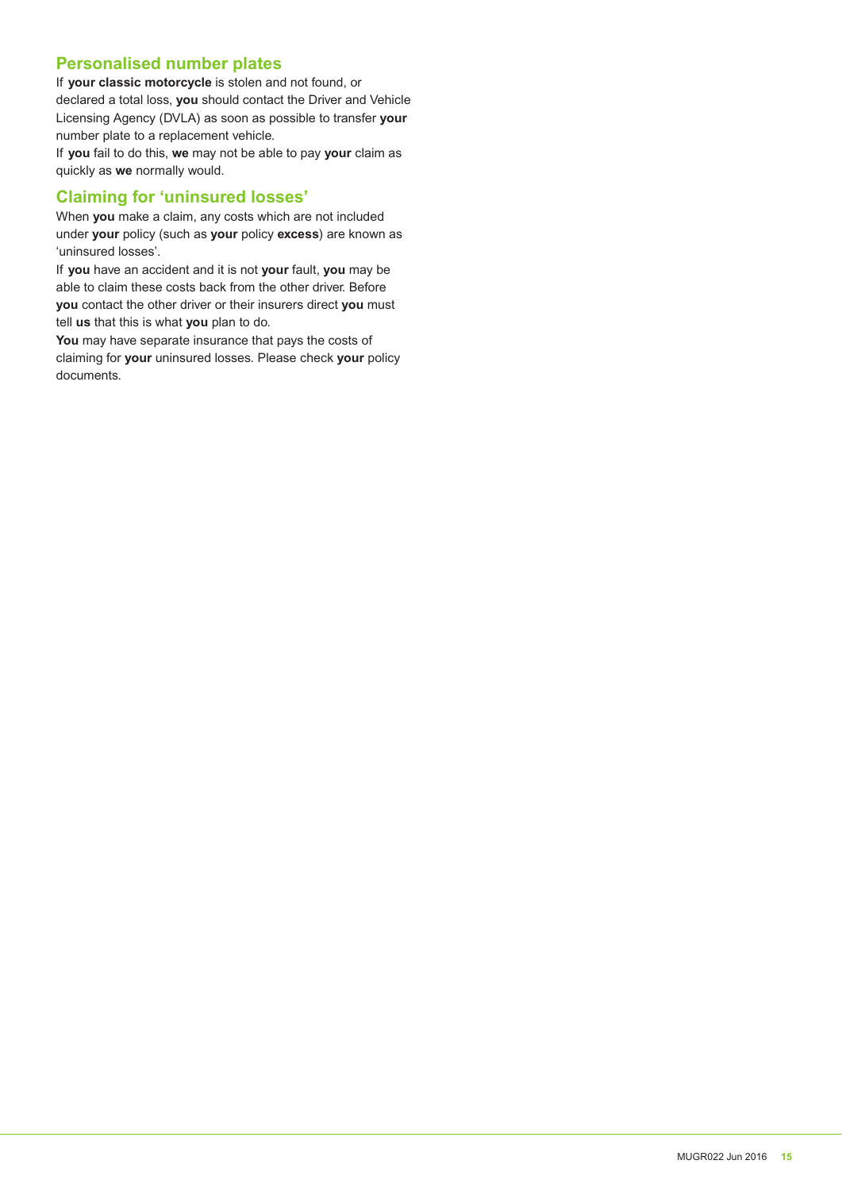## Personalised number plates

If **your classic motorcycle** is stolen and not found, or declared a total loss, **you** should contact the Driver and Vehicle Licensing Agency (DVLA) as soon as possible to transfer **your** number plate to a replacement vehicle.

If **you** fail to do this, **we** may not be able to pay **your** claim as quickly as **we** normally would.

## Claiming for 'uninsured losses'

When **you** make a claim, any costs which are not included under **your** policy (such as **your** policy **excess**) are known as 'uninsured losses'.

If **you** have an accident and it is not **your** fault, **you** may be able to claim these costs back from the other driver. Before **you** contact the other driver or their insurers direct **you** must tell **us** that this is what **you** plan to do.

**You** may have separate insurance that pays the costs of claiming for **your** uninsured losses. Please check **your** policy documents.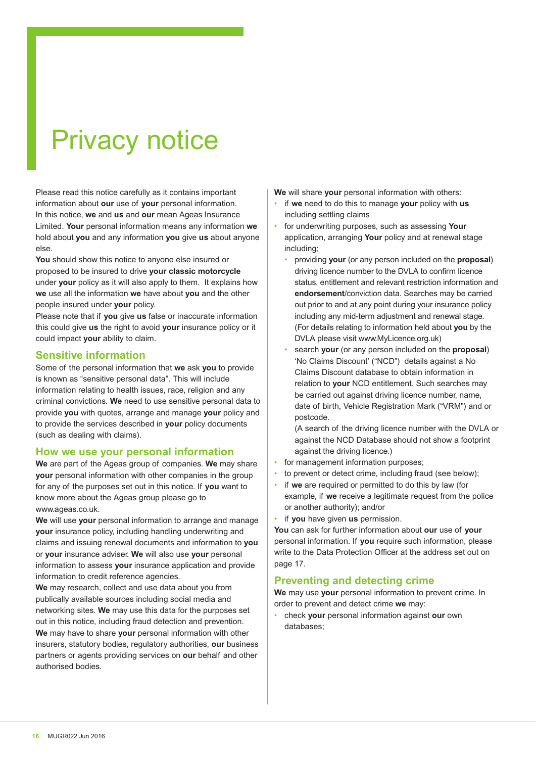# Privacy notice

Please read this notice carefully as it contains important information about **our** use of **your** personal information. In this notice, **we** and **us** and **our** mean Ageas Insurance Limited. **Your** personal information means any information **we** hold about **you** and any information **you** give **us** about anyone else.

**You** should show this notice to anyone else insured or proposed to be insured to drive **your classic motorcycle** under **your** policy as it will also apply to them. It explains how **we** use all the information **we** have about **you** and the other people insured under **your** policy.

Please note that if **you** give **us** false or inaccurate information this could give **us** the right to avoid **your** insurance policy or it could impact **your** ability to claim.

## Sensitive information

Some of the personal information that **we** ask **you** to provide is known as "sensitive personal data". This will include information relating to health issues, race, religion and any criminal convictions. **We** need to use sensitive personal data to provide **you** with quotes, arrange and manage **your** policy and to provide the services described in **your** policy documents (such as dealing with claims).

## How we use your personal information

**We** are part of the Ageas group of companies. **We** may share **your** personal information with other companies in the group for any of the purposes set out in this notice. If **you** want to know more about the Ageas group please go to www.ageas.co.uk.

**We** will use **your** personal information to arrange and manage **your** insurance policy, including handling underwriting and claims and issuing renewal documents and information to **you** or **your** insurance adviser. **We** will also use **your** personal information to assess **your** insurance application and provide information to credit reference agencies.

**We** may research, collect and use data about you from publically available sources including social media and networking sites. **We** may use this data for the purposes set out in this notice, including fraud detection and prevention.

**We** may have to share **your** personal information with other insurers, statutory bodies, regulatory authorities, **our** business partners or agents providing services on **our** behalf and other authorised bodies.

**We** will share **your** personal information with others:

- if **we** need to do this to manage **your** policy with **us** including settling claims
- for underwriting purposes, such as assessing **Your** application, arranging **Your** policy and at renewal stage including;
  - providing **your** (or any person included on the **proposal**) driving licence number to the DVLA to confirm licence status, entitlement and relevant restriction information and **endorsement**/conviction data. Searches may be carried out prior to and at any point during your insurance policy including any mid-term adjustment and renewal stage. (For details relating to information held about **you** by the DVLA please visit www.MyLicence.org.uk)
  - search **your** (or any person included on the **proposal**) 'No Claims Discount' ("NCD") details against a No Claims Discount database to obtain information in relation to **your** NCD entitlement. Such searches may be carried out against driving licence number, name, date of birth, Vehicle Registration Mark ("VRM") and or postcode.

    (A search of the driving licence number with the DVLA or against the NCD Database should not show a footprint against the driving licence.)
- for management information purposes;
- to prevent or detect crime, including fraud (see below);
- if **we** are required or permitted to do this by law (for example, if **we** receive a legitimate request from the police or another authority); and/or
- if **you** have given **us** permission.

**You** can ask for further information about **our** use of **your** personal information. If **you** require such information, please write to the Data Protection Officer at the address set out on page 17.

## Preventing and detecting crime

**We** may use **your** personal information to prevent crime. In order to prevent and detect crime **we** may:

- check **your** personal information against **our** own databases;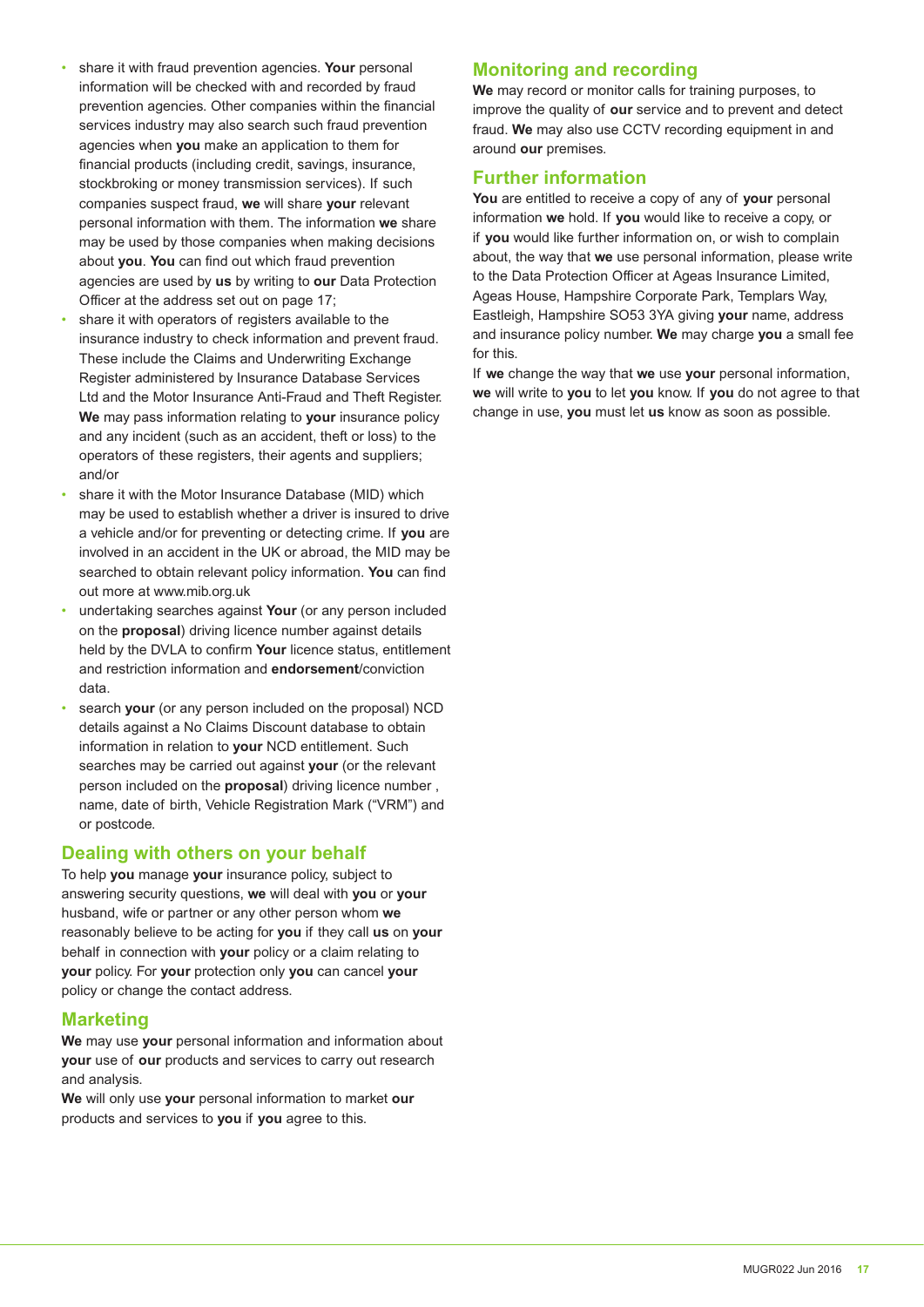- share it with fraud prevention agencies. **Your** personal information will be checked with and recorded by fraud prevention agencies. Other companies within the financial services industry may also search such fraud prevention agencies when **you** make an application to them for financial products (including credit, savings, insurance, stockbroking or money transmission services). If such companies suspect fraud, **we** will share **your** relevant personal information with them. The information **we** share may be used by those companies when making decisions about **you**. **You** can find out which fraud prevention agencies are used by **us** by writing to **our** Data Protection Officer at the address set out on page 17;
- share it with operators of registers available to the insurance industry to check information and prevent fraud. These include the Claims and Underwriting Exchange Register administered by Insurance Database Services Ltd and the Motor Insurance Anti-Fraud and Theft Register. **We** may pass information relating to **your** insurance policy and any incident (such as an accident, theft or loss) to the operators of these registers, their agents and suppliers; and/or
- share it with the Motor Insurance Database (MID) which may be used to establish whether a driver is insured to drive a vehicle and/or for preventing or detecting crime. If **you** are involved in an accident in the UK or abroad, the MID may be searched to obtain relevant policy information. **You** can find out more at www.mib.org.uk
- undertaking searches against **Your** (or any person included on the **proposal**) driving licence number against details held by the DVLA to confirm **Your** licence status, entitlement and restriction information and **endorsement**/conviction data.
- search **your** (or any person included on the proposal) NCD details against a No Claims Discount database to obtain information in relation to **your** NCD entitlement. Such searches may be carried out against **your** (or the relevant person included on the **proposal**) driving licence number , name, date of birth, Vehicle Registration Mark ("VRM") and or postcode.

## Dealing with others on your behalf

To help **you** manage **your** insurance policy, subject to answering security questions, **we** will deal with **you** or **your** husband, wife or partner or any other person whom **we** reasonably believe to be acting for **you** if they call **us** on **your** behalf in connection with **your** policy or a claim relating to **your** policy. For **your** protection only **you** can cancel **your** policy or change the contact address.

## Marketing

**We** may use **your** personal information and information about **your** use of **our** products and services to carry out research and analysis.

**We** will only use **your** personal information to market **our** products and services to **you** if **you** agree to this.

## Monitoring and recording

**We** may record or monitor calls for training purposes, to improve the quality of **our** service and to prevent and detect fraud. **We** may also use CCTV recording equipment in and around **our** premises.

## Further information

**You** are entitled to receive a copy of any of **your** personal information **we** hold. If **you** would like to receive a copy, or if **you** would like further information on, or wish to complain about, the way that **we** use personal information, please write to the Data Protection Officer at Ageas Insurance Limited, Ageas House, Hampshire Corporate Park, Templars Way, Eastleigh, Hampshire SO53 3YA giving **your** name, address and insurance policy number. **We** may charge **you** a small fee for this.

If **we** change the way that **we** use **your** personal information, **we** will write to **you** to let **you** know. If **you** do not agree to that change in use, **you** must let **us** know as soon as possible.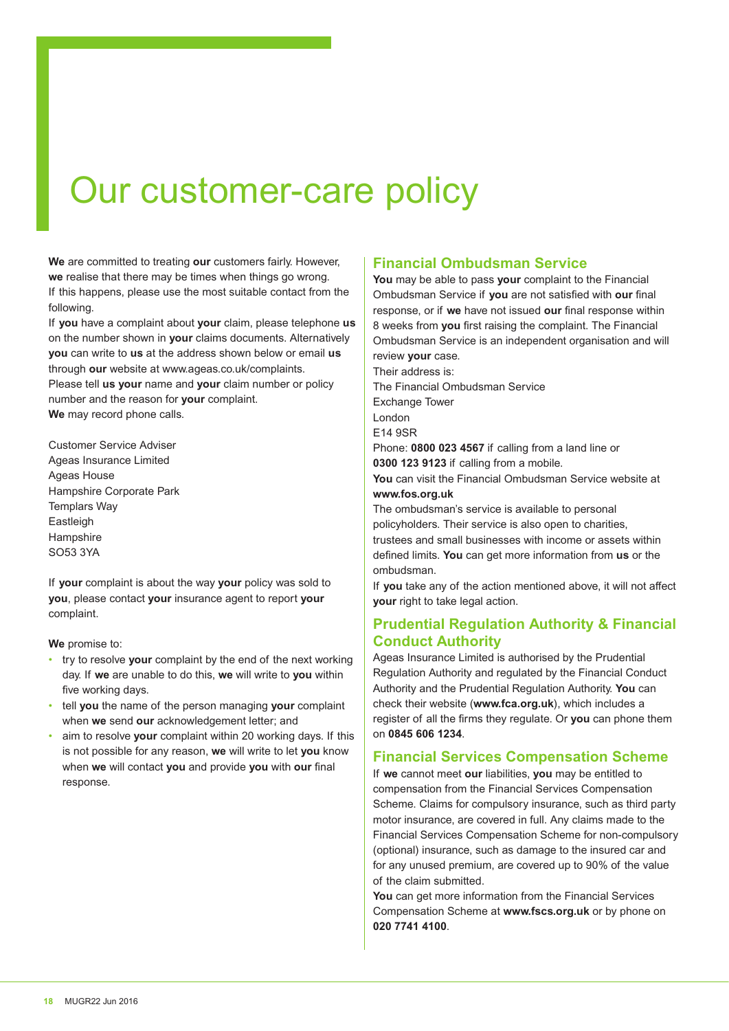# Our customer-care policy

**We** are committed to treating **our** customers fairly. However, **we** realise that there may be times when things go wrong. If this happens, please use the most suitable contact from the following.

If **you** have a complaint about **your** claim, please telephone **us** on the number shown in **your** claims documents. Alternatively **you** can write to **us** at the address shown below or email **us** through **our** website at www.ageas.co.uk/complaints.

Please tell **us your** name and **your** claim number or policy number and the reason for **your** complaint.

**We** may record phone calls.

Customer Service Adviser
Ageas Insurance Limited
Ageas House
Hampshire Corporate Park
Templars Way
Eastleigh
Hampshire
SO53 3YA

If **your** complaint is about the way **your** policy was sold to **you**, please contact **your** insurance agent to report **your** complaint.

**We** promise to:

- try to resolve **your** complaint by the end of the next working day. If **we** are unable to do this, **we** will write to **you** within five working days.
- tell **you** the name of the person managing **your** complaint when **we** send **our** acknowledgement letter; and
- aim to resolve **your** complaint within 20 working days. If this is not possible for any reason, **we** will write to let **you** know when **we** will contact **you** and provide **you** with **our** final response.

## Financial Ombudsman Service

**You** may be able to pass **your** complaint to the Financial Ombudsman Service if **you** are not satisfied with **our** final response, or if **we** have not issued **our** final response within 8 weeks from **you** first raising the complaint. The Financial Ombudsman Service is an independent organisation and will review **your** case.

Their address is:
The Financial Ombudsman Service
Exchange Tower
London
E14 9SR

Phone: **0800 023 4567** if calling from a land line or **0300 123 9123** if calling from a mobile.

**You** can visit the Financial Ombudsman Service website at **www.fos.org.uk**

The ombudsman's service is available to personal policyholders. Their service is also open to charities, trustees and small businesses with income or assets within defined limits. **You** can get more information from **us** or the ombudsman.

If **you** take any of the action mentioned above, it will not affect **your** right to take legal action.

## Prudential Regulation Authority & Financial Conduct Authority

Ageas Insurance Limited is authorised by the Prudential Regulation Authority and regulated by the Financial Conduct Authority and the Prudential Regulation Authority. **You** can check their website (**www.fca.org.uk**), which includes a register of all the firms they regulate. Or **you** can phone them on **0845 606 1234**.

## Financial Services Compensation Scheme

If **we** cannot meet **our** liabilities, **you** may be entitled to compensation from the Financial Services Compensation Scheme. Claims for compulsory insurance, such as third party motor insurance, are covered in full. Any claims made to the Financial Services Compensation Scheme for non-compulsory (optional) insurance, such as damage to the insured car and for any unused premium, are covered up to 90% of the value of the claim submitted.

**You** can get more information from the Financial Services Compensation Scheme at **www.fscs.org.uk** or by phone on **020 7741 4100**.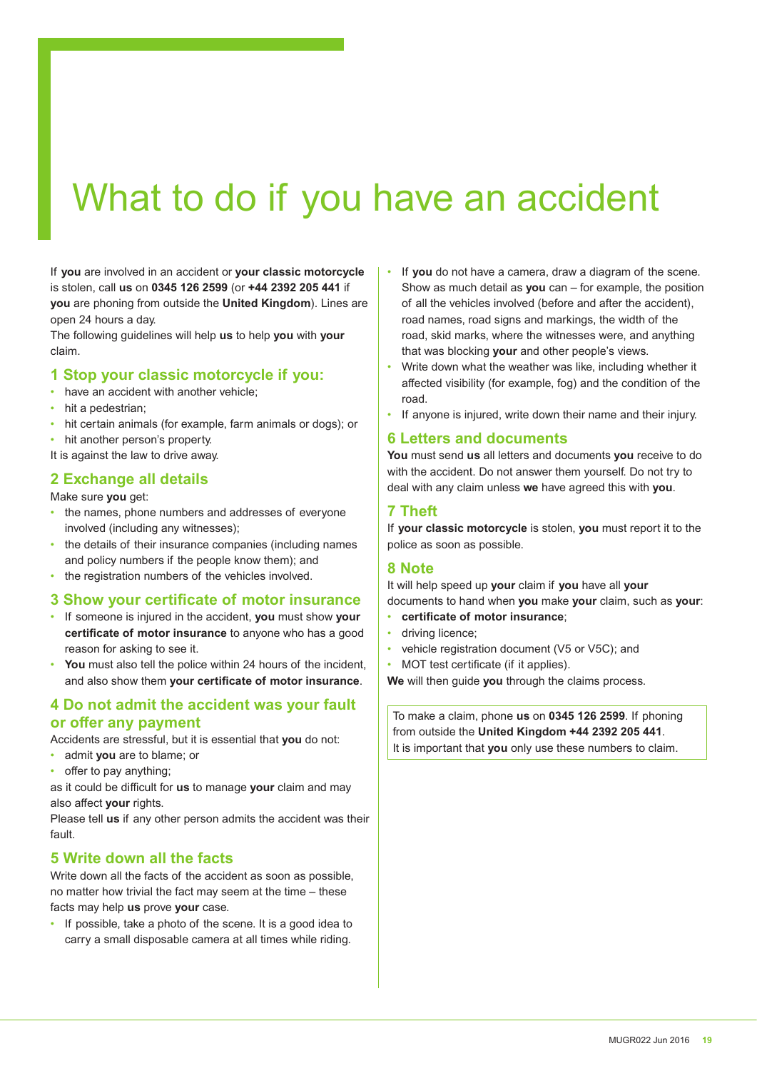# What to do if you have an accident

If **you** are involved in an accident or **your classic motorcycle** is stolen, call **us** on **0345 126 2599** (or **+44 2392 205 441** if **you** are phoning from outside the **United Kingdom**). Lines are open 24 hours a day.

The following guidelines will help **us** to help **you** with **your** claim.

## 1 Stop your classic motorcycle if you:

- have an accident with another vehicle;
- hit a pedestrian;
- hit certain animals (for example, farm animals or dogs); or
- hit another person's property.

It is against the law to drive away.

## 2 Exchange all details

Make sure **you** get:

- the names, phone numbers and addresses of everyone involved (including any witnesses);
- the details of their insurance companies (including names and policy numbers if the people know them); and
- the registration numbers of the vehicles involved.

## 3 Show your certificate of motor insurance

- If someone is injured in the accident, **you** must show **your certificate of motor insurance** to anyone who has a good reason for asking to see it.
- **You** must also tell the police within 24 hours of the incident, and also show them **your certificate of motor insurance**.

## 4 Do not admit the accident was your fault or offer any payment

Accidents are stressful, but it is essential that **you** do not:

- admit **you** are to blame; or
- offer to pay anything;

as it could be difficult for **us** to manage **your** claim and may also affect **your** rights.

Please tell **us** if any other person admits the accident was their fault.

## 5 Write down all the facts

Write down all the facts of the accident as soon as possible, no matter how trivial the fact may seem at the time – these facts may help **us** prove **your** case.

- If possible, take a photo of the scene. It is a good idea to carry a small disposable camera at all times while riding.
- If **you** do not have a camera, draw a diagram of the scene. Show as much detail as **you** can – for example, the position of all the vehicles involved (before and after the accident), road names, road signs and markings, the width of the road, skid marks, where the witnesses were, and anything that was blocking **your** and other people's views.
- Write down what the weather was like, including whether it affected visibility (for example, fog) and the condition of the road.
- If anyone is injured, write down their name and their injury.

## 6 Letters and documents

**You** must send **us** all letters and documents **you** receive to do with the accident. Do not answer them yourself. Do not try to deal with any claim unless **we** have agreed this with **you**.

## 7 Theft

If **your classic motorcycle** is stolen, **you** must report it to the police as soon as possible.

## 8 Note

It will help speed up **your** claim if **you** have all **your** documents to hand when **you** make **your** claim, such as **your**:

- **certificate of motor insurance**;
- driving licence;
- vehicle registration document (V5 or V5C); and
- MOT test certificate (if it applies).

**We** will then guide **you** through the claims process.

To make a claim, phone **us** on **0345 126 2599**. If phoning from outside the **United Kingdom +44 2392 205 441**.
It is important that **you** only use these numbers to claim.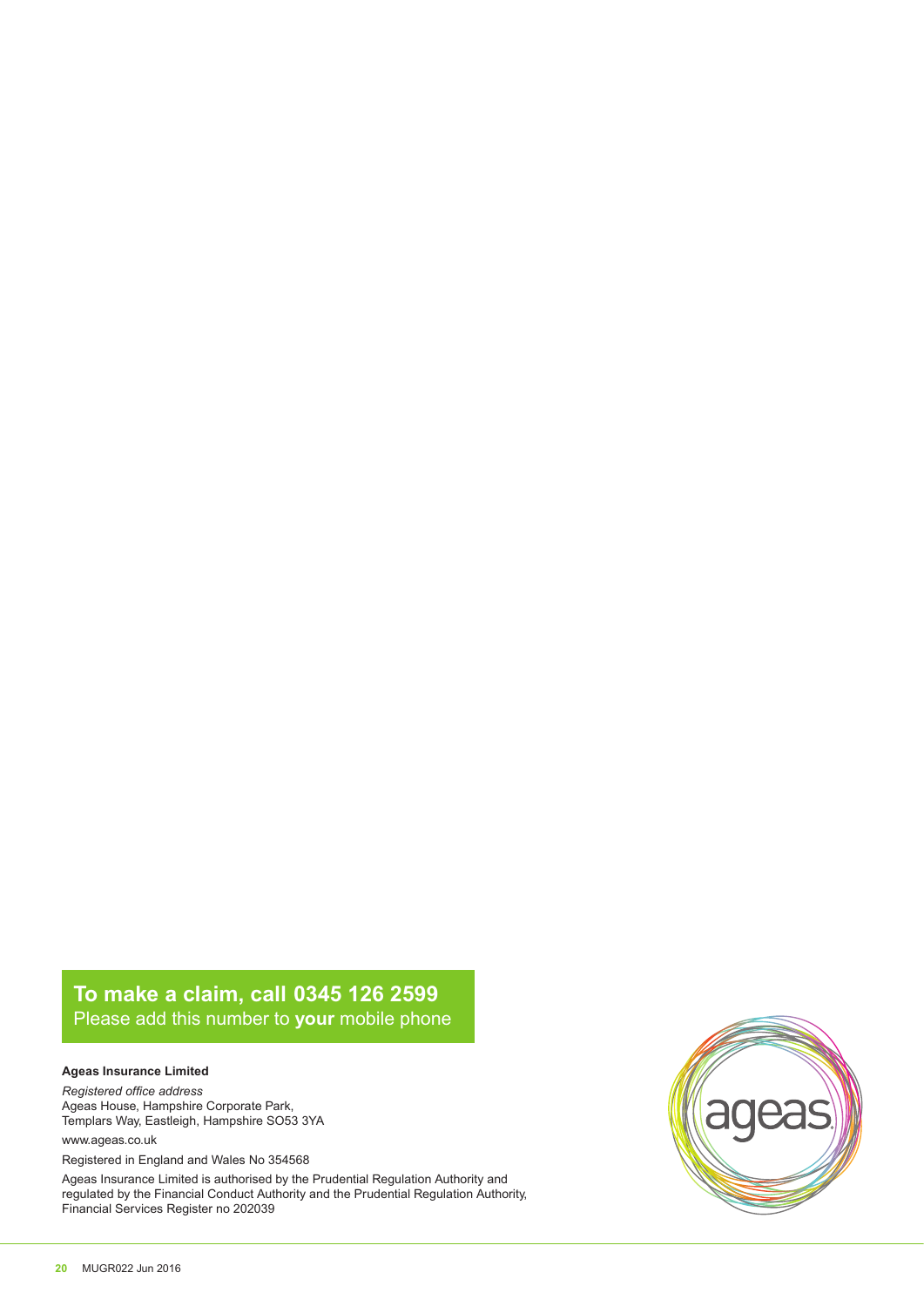**To make a claim, call 0345 126 2599**
Please add this number to **your** mobile phone

**Ageas Insurance Limited**

*Registered office address*
Ageas House, Hampshire Corporate Park,
Templars Way, Eastleigh, Hampshire SO53 3YA

www.ageas.co.uk

Registered in England and Wales No 354568

Ageas Insurance Limited is authorised by the Prudential Regulation Authority and regulated by the Financial Conduct Authority and the Prudential Regulation Authority, Financial Services Register no 202039

MUGR022 Jun 2016